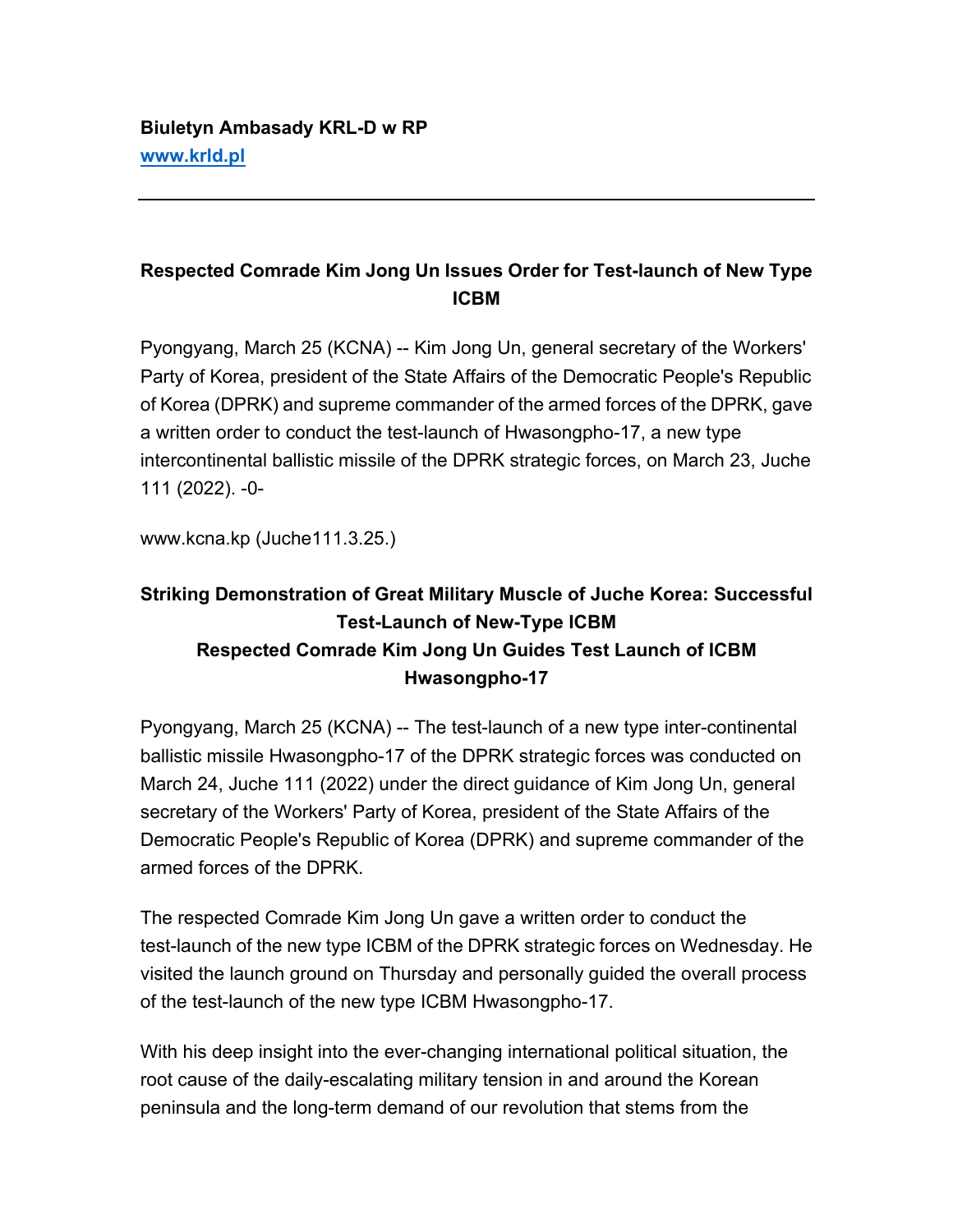**Biuletyn Ambasady KRL-D w RP**
**www.krld.pl**

---

## Respected Comrade Kim Jong Un Issues Order for Test-launch of New Type ICBM

Pyongyang, March 25 (KCNA) -- Kim Jong Un, general secretary of the Workers' Party of Korea, president of the State Affairs of the Democratic People's Republic of Korea (DPRK) and supreme commander of the armed forces of the DPRK, gave a written order to conduct the test-launch of Hwasongpho-17, a new type intercontinental ballistic missile of the DPRK strategic forces, on March 23, Juche 111 (2022). -0-

www.kcna.kp (Juche111.3.25.)

## Striking Demonstration of Great Military Muscle of Juche Korea: Successful Test-Launch of New-Type ICBM
## Respected Comrade Kim Jong Un Guides Test Launch of ICBM Hwasongpho-17

Pyongyang, March 25 (KCNA) -- The test-launch of a new type inter-continental ballistic missile Hwasongpho-17 of the DPRK strategic forces was conducted on March 24, Juche 111 (2022) under the direct guidance of Kim Jong Un, general secretary of the Workers' Party of Korea, president of the State Affairs of the Democratic People's Republic of Korea (DPRK) and supreme commander of the armed forces of the DPRK.

The respected Comrade Kim Jong Un gave a written order to conduct the test-launch of the new type ICBM of the DPRK strategic forces on Wednesday. He visited the launch ground on Thursday and personally guided the overall process of the test-launch of the new type ICBM Hwasongpho-17.

With his deep insight into the ever-changing international political situation, the root cause of the daily-escalating military tension in and around the Korean peninsula and the long-term demand of our revolution that stems from the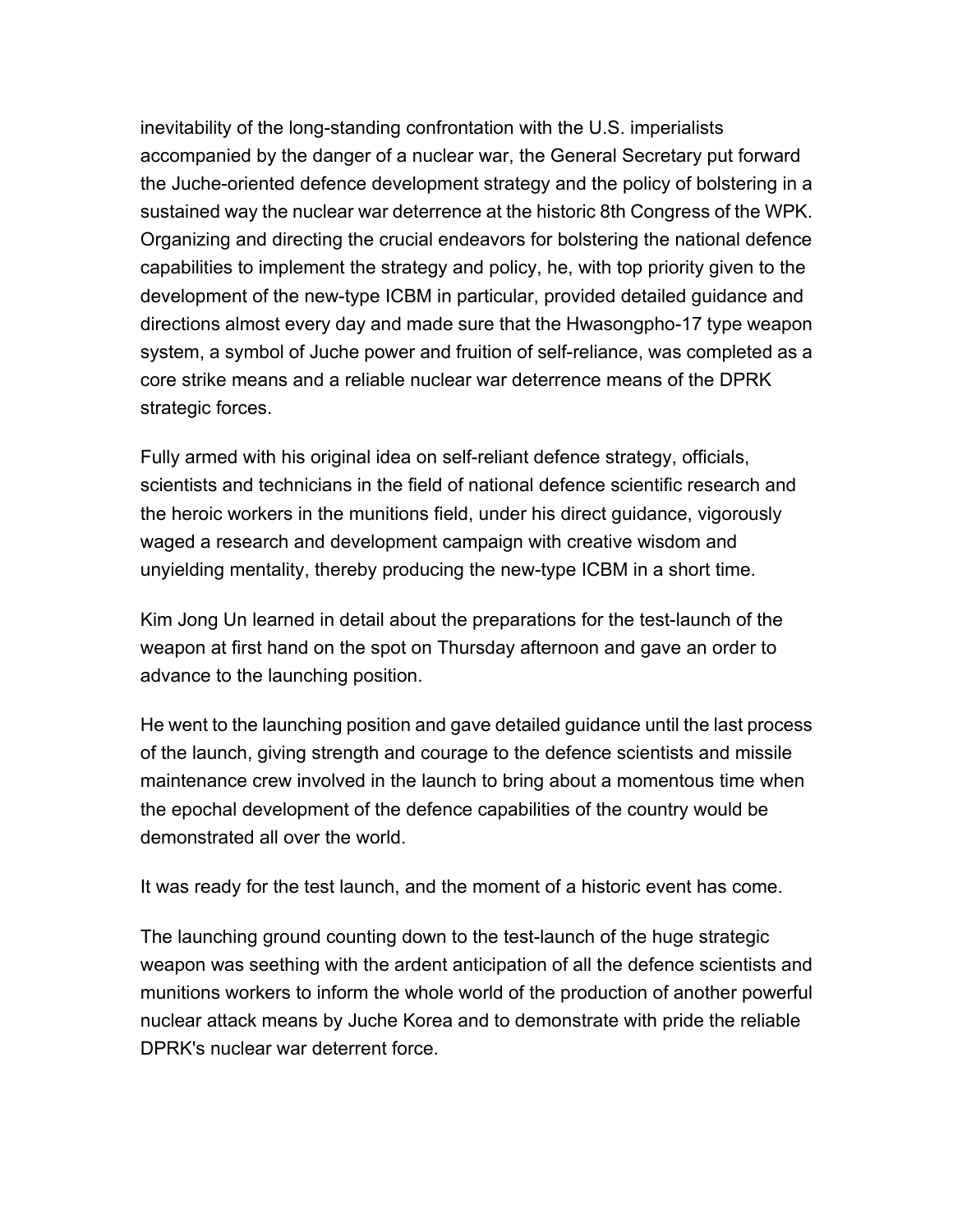inevitability of the long-standing confrontation with the U.S. imperialists accompanied by the danger of a nuclear war, the General Secretary put forward the Juche-oriented defence development strategy and the policy of bolstering in a sustained way the nuclear war deterrence at the historic 8th Congress of the WPK. Organizing and directing the crucial endeavors for bolstering the national defence capabilities to implement the strategy and policy, he, with top priority given to the development of the new-type ICBM in particular, provided detailed guidance and directions almost every day and made sure that the Hwasongpho-17 type weapon system, a symbol of Juche power and fruition of self-reliance, was completed as a core strike means and a reliable nuclear war deterrence means of the DPRK strategic forces.

Fully armed with his original idea on self-reliant defence strategy, officials, scientists and technicians in the field of national defence scientific research and the heroic workers in the munitions field, under his direct guidance, vigorously waged a research and development campaign with creative wisdom and unyielding mentality, thereby producing the new-type ICBM in a short time.

Kim Jong Un learned in detail about the preparations for the test-launch of the weapon at first hand on the spot on Thursday afternoon and gave an order to advance to the launching position.

He went to the launching position and gave detailed guidance until the last process of the launch, giving strength and courage to the defence scientists and missile maintenance crew involved in the launch to bring about a momentous time when the epochal development of the defence capabilities of the country would be demonstrated all over the world.

It was ready for the test launch, and the moment of a historic event has come.

The launching ground counting down to the test-launch of the huge strategic weapon was seething with the ardent anticipation of all the defence scientists and munitions workers to inform the whole world of the production of another powerful nuclear attack means by Juche Korea and to demonstrate with pride the reliable DPRK's nuclear war deterrent force.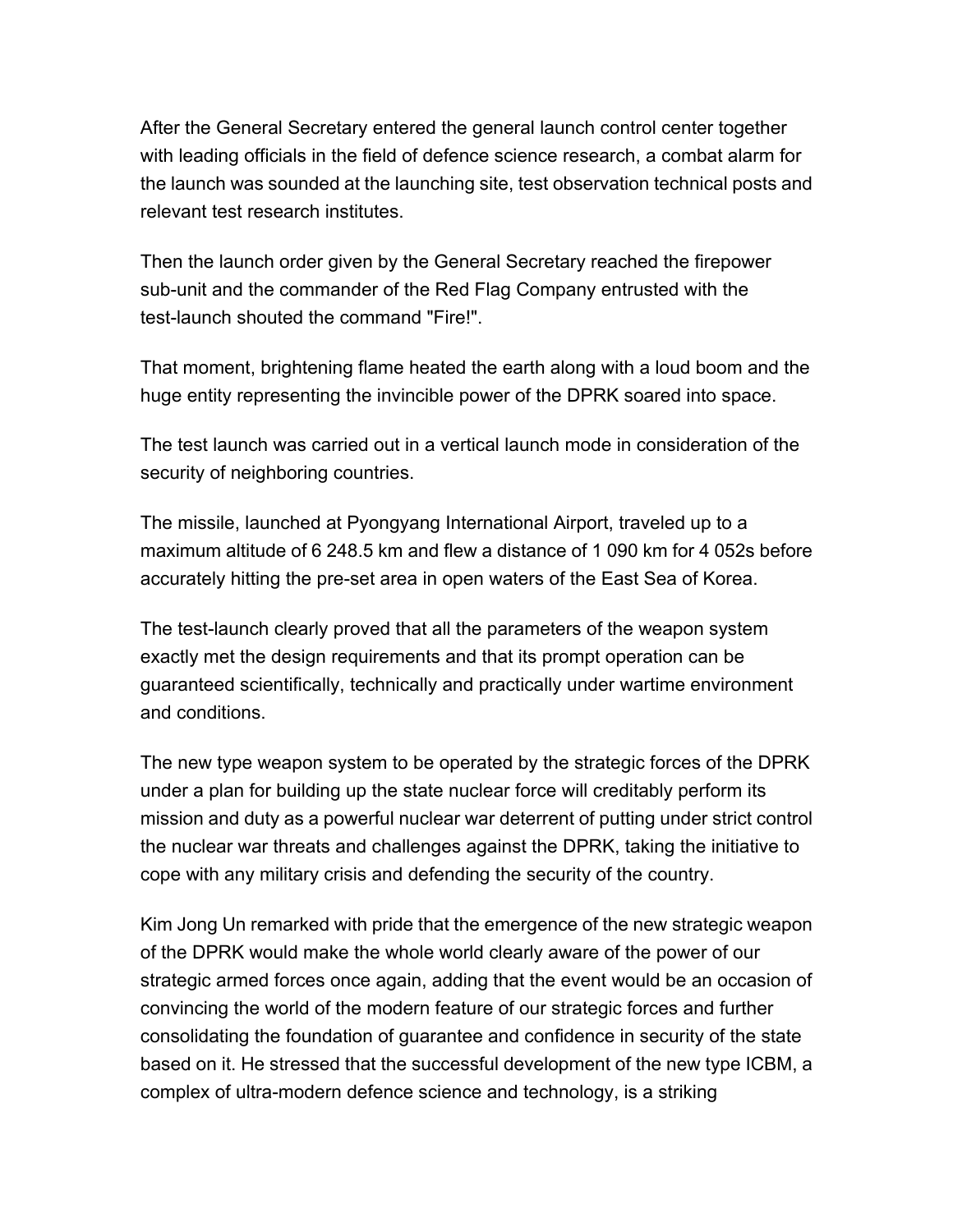After the General Secretary entered the general launch control center together with leading officials in the field of defence science research, a combat alarm for the launch was sounded at the launching site, test observation technical posts and relevant test research institutes.

Then the launch order given by the General Secretary reached the firepower sub-unit and the commander of the Red Flag Company entrusted with the test-launch shouted the command "Fire!".

That moment, brightening flame heated the earth along with a loud boom and the huge entity representing the invincible power of the DPRK soared into space.

The test launch was carried out in a vertical launch mode in consideration of the security of neighboring countries.

The missile, launched at Pyongyang International Airport, traveled up to a maximum altitude of 6 248.5 km and flew a distance of 1 090 km for 4 052s before accurately hitting the pre-set area in open waters of the East Sea of Korea.

The test-launch clearly proved that all the parameters of the weapon system exactly met the design requirements and that its prompt operation can be guaranteed scientifically, technically and practically under wartime environment and conditions.

The new type weapon system to be operated by the strategic forces of the DPRK under a plan for building up the state nuclear force will creditably perform its mission and duty as a powerful nuclear war deterrent of putting under strict control the nuclear war threats and challenges against the DPRK, taking the initiative to cope with any military crisis and defending the security of the country.

Kim Jong Un remarked with pride that the emergence of the new strategic weapon of the DPRK would make the whole world clearly aware of the power of our strategic armed forces once again, adding that the event would be an occasion of convincing the world of the modern feature of our strategic forces and further consolidating the foundation of guarantee and confidence in security of the state based on it. He stressed that the successful development of the new type ICBM, a complex of ultra-modern defence science and technology, is a striking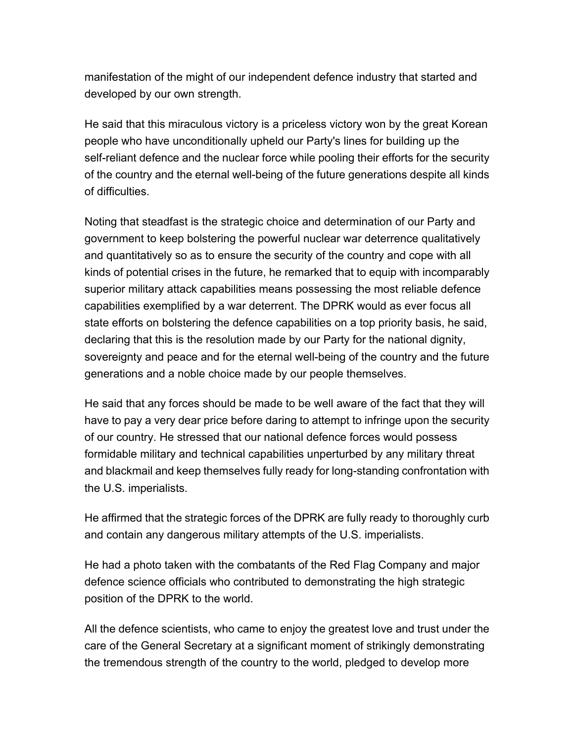manifestation of the might of our independent defence industry that started and developed by our own strength.

He said that this miraculous victory is a priceless victory won by the great Korean people who have unconditionally upheld our Party's lines for building up the self-reliant defence and the nuclear force while pooling their efforts for the security of the country and the eternal well-being of the future generations despite all kinds of difficulties.

Noting that steadfast is the strategic choice and determination of our Party and government to keep bolstering the powerful nuclear war deterrence qualitatively and quantitatively so as to ensure the security of the country and cope with all kinds of potential crises in the future, he remarked that to equip with incomparably superior military attack capabilities means possessing the most reliable defence capabilities exemplified by a war deterrent. The DPRK would as ever focus all state efforts on bolstering the defence capabilities on a top priority basis, he said, declaring that this is the resolution made by our Party for the national dignity, sovereignty and peace and for the eternal well-being of the country and the future generations and a noble choice made by our people themselves.

He said that any forces should be made to be well aware of the fact that they will have to pay a very dear price before daring to attempt to infringe upon the security of our country. He stressed that our national defence forces would possess formidable military and technical capabilities unperturbed by any military threat and blackmail and keep themselves fully ready for long-standing confrontation with the U.S. imperialists.

He affirmed that the strategic forces of the DPRK are fully ready to thoroughly curb and contain any dangerous military attempts of the U.S. imperialists.

He had a photo taken with the combatants of the Red Flag Company and major defence science officials who contributed to demonstrating the high strategic position of the DPRK to the world.

All the defence scientists, who came to enjoy the greatest love and trust under the care of the General Secretary at a significant moment of strikingly demonstrating the tremendous strength of the country to the world, pledged to develop more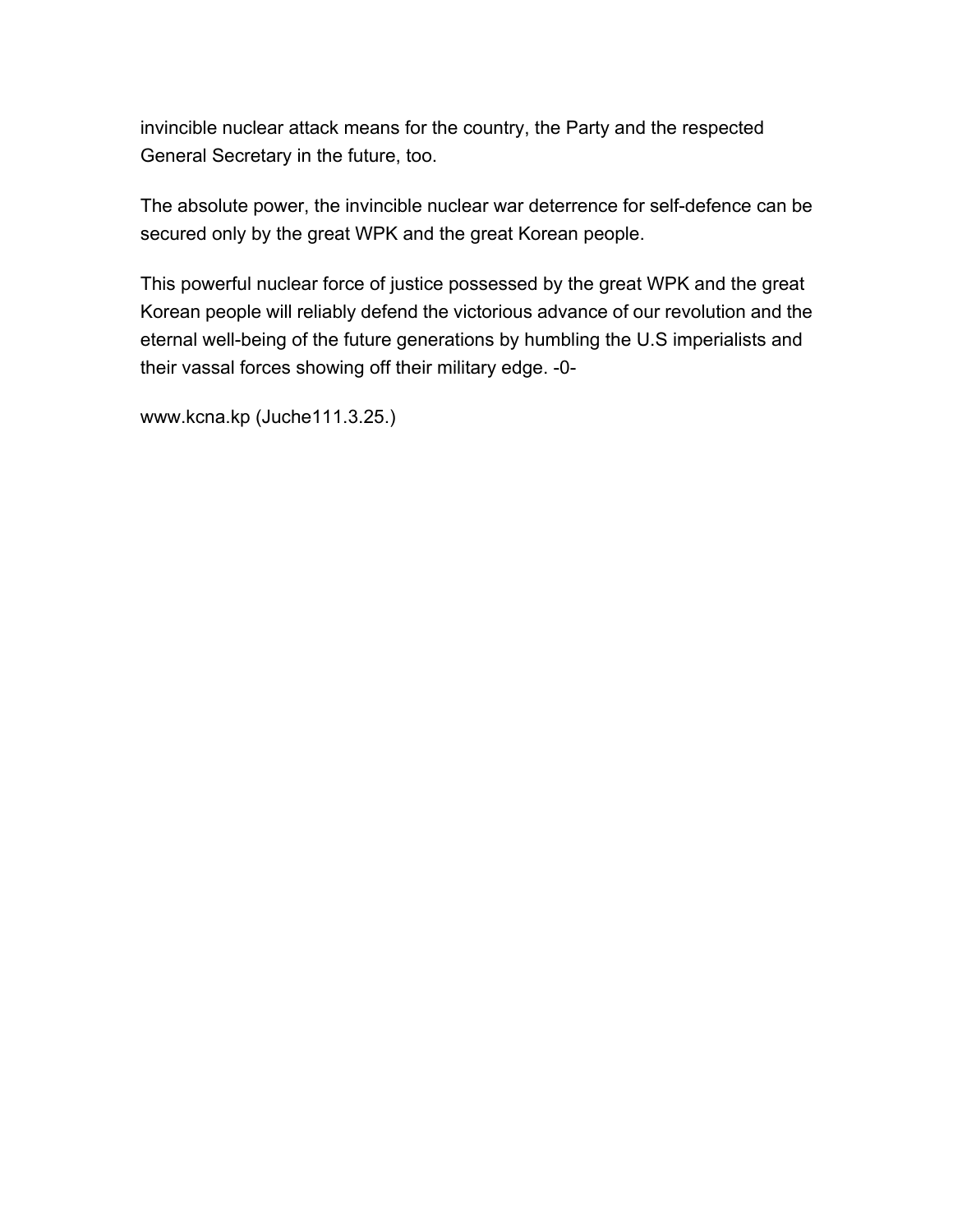invincible nuclear attack means for the country, the Party and the respected General Secretary in the future, too.

The absolute power, the invincible nuclear war deterrence for self-defence can be secured only by the great WPK and the great Korean people.

This powerful nuclear force of justice possessed by the great WPK and the great Korean people will reliably defend the victorious advance of our revolution and the eternal well-being of the future generations by humbling the U.S imperialists and their vassal forces showing off their military edge. -0-

www.kcna.kp (Juche111.3.25.)